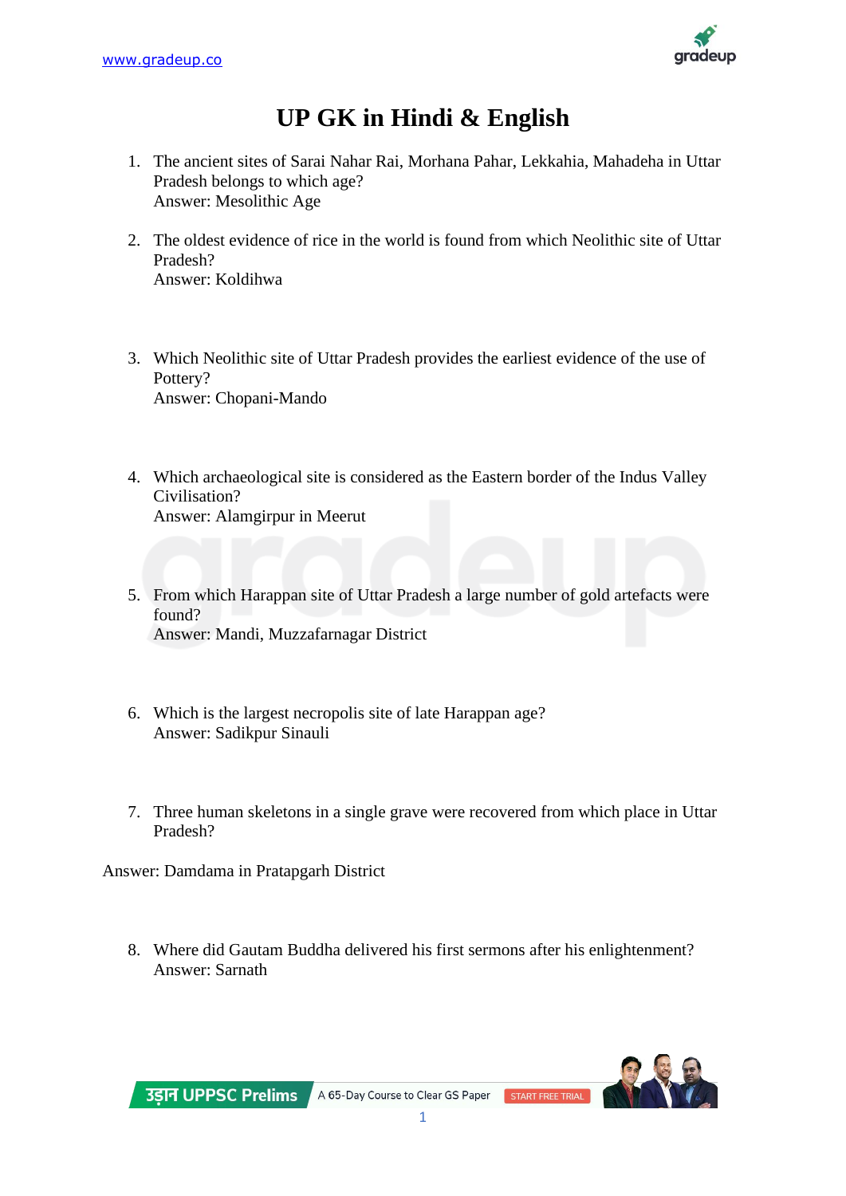# UP GK in Hindi & English

1. The ancient sites of Sarai Nahar Rai, Morhana Pahar, Lekkahia, Mahadeha in Uttar Pradesh belongs to which age?
   Answer: Mesolithic Age

2. The oldest evidence of rice in the world is found from which Neolithic site of Uttar Pradesh?
   Answer: Koldihwa

3. Which Neolithic site of Uttar Pradesh provides the earliest evidence of the use of Pottery?
   Answer: Chopani-Mando

4. Which archaeological site is considered as the Eastern border of the Indus Valley Civilisation?
   Answer: Alamgirpur in Meerut

5. From which Harappan site of Uttar Pradesh a large number of gold artefacts were found?
   Answer: Mandi, Muzzafarnagar District

6. Which is the largest necropolis site of late Harappan age?
   Answer: Sadikpur Sinauli

7. Three human skeletons in a single grave were recovered from which place in Uttar Pradesh?

Answer: Damdama in Pratapgarh District

8. Where did Gautam Buddha delivered his first sermons after his enlightenment?
   Answer: Sarnath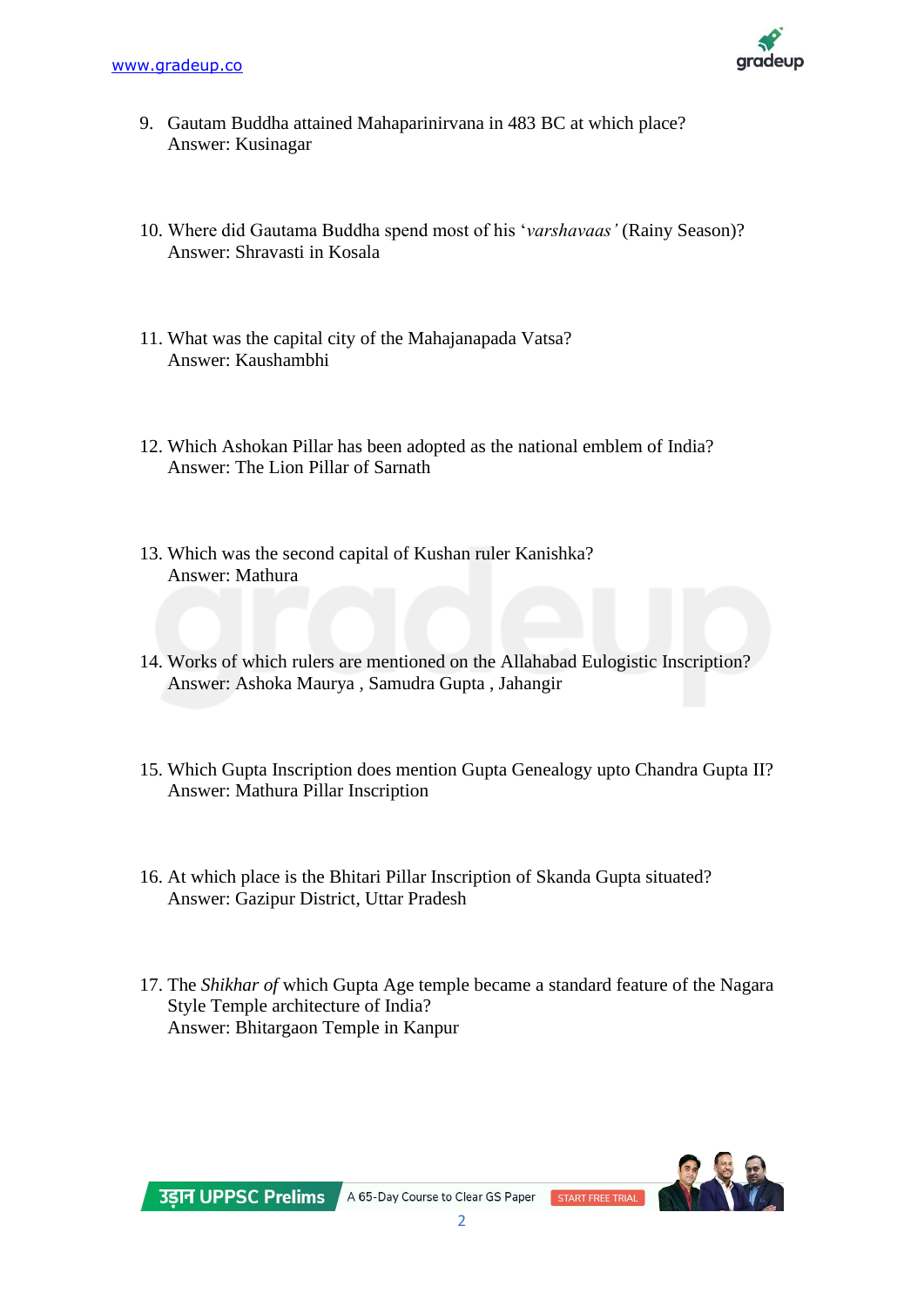9. Gautam Buddha attained Mahaparinirvana in 483 BC at which place?
   Answer: Kusinagar

10. Where did Gautama Buddha spend most of his '*varshavaas*' (Rainy Season)?
    Answer: Shravasti in Kosala

11. What was the capital city of the Mahajanapada Vatsa?
    Answer: Kaushambhi

12. Which Ashokan Pillar has been adopted as the national emblem of India?
    Answer: The Lion Pillar of Sarnath

13. Which was the second capital of Kushan ruler Kanishka?
    Answer: Mathura

14. Works of which rulers are mentioned on the Allahabad Eulogistic Inscription?
    Answer: Ashoka Maurya , Samudra Gupta , Jahangir

15. Which Gupta Inscription does mention Gupta Genealogy upto Chandra Gupta II?
    Answer: Mathura Pillar Inscription

16. At which place is the Bhitari Pillar Inscription of Skanda Gupta situated?
    Answer: Gazipur District, Uttar Pradesh

17. The *Shikhar of* which Gupta Age temple became a standard feature of the Nagara Style Temple architecture of India?
    Answer: Bhitargaon Temple in Kanpur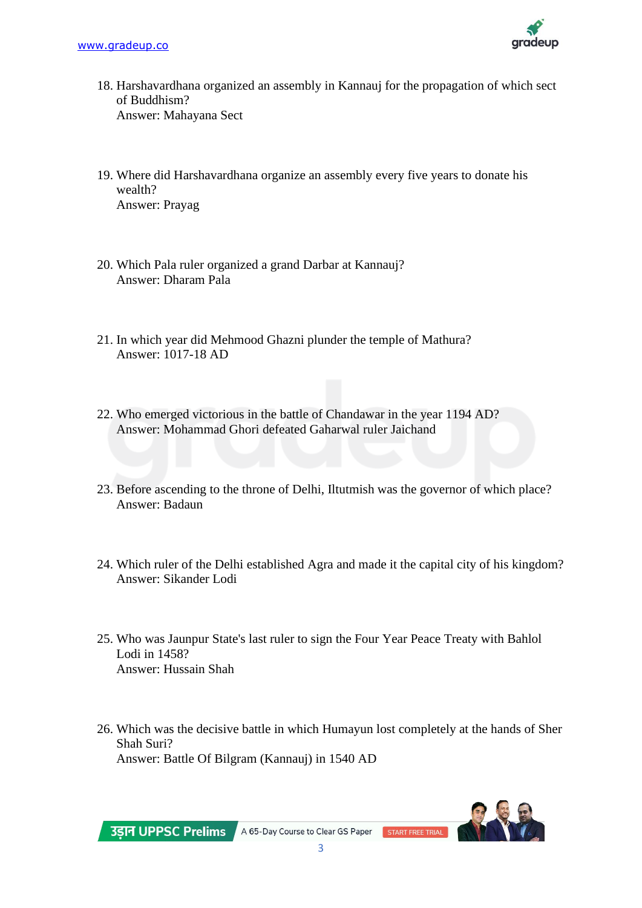18. Harshavardhana organized an assembly in Kannauj for the propagation of which sect of Buddhism?
    Answer: Mahayana Sect

19. Where did Harshavardhana organize an assembly every five years to donate his wealth?
    Answer: Prayag

20. Which Pala ruler organized a grand Darbar at Kannauj?
    Answer: Dharam Pala

21. In which year did Mehmood Ghazni plunder the temple of Mathura?
    Answer: 1017-18 AD

22. Who emerged victorious in the battle of Chandawar in the year 1194 AD?
    Answer: Mohammad Ghori defeated Gaharwal ruler Jaichand

23. Before ascending to the throne of Delhi, Iltutmish was the governor of which place?
    Answer: Badaun

24. Which ruler of the Delhi established Agra and made it the capital city of his kingdom?
    Answer: Sikander Lodi

25. Who was Jaunpur State's last ruler to sign the Four Year Peace Treaty with Bahlol Lodi in 1458?
    Answer: Hussain Shah

26. Which was the decisive battle in which Humayun lost completely at the hands of Sher Shah Suri?
    Answer: Battle Of Bilgram (Kannauj) in 1540 AD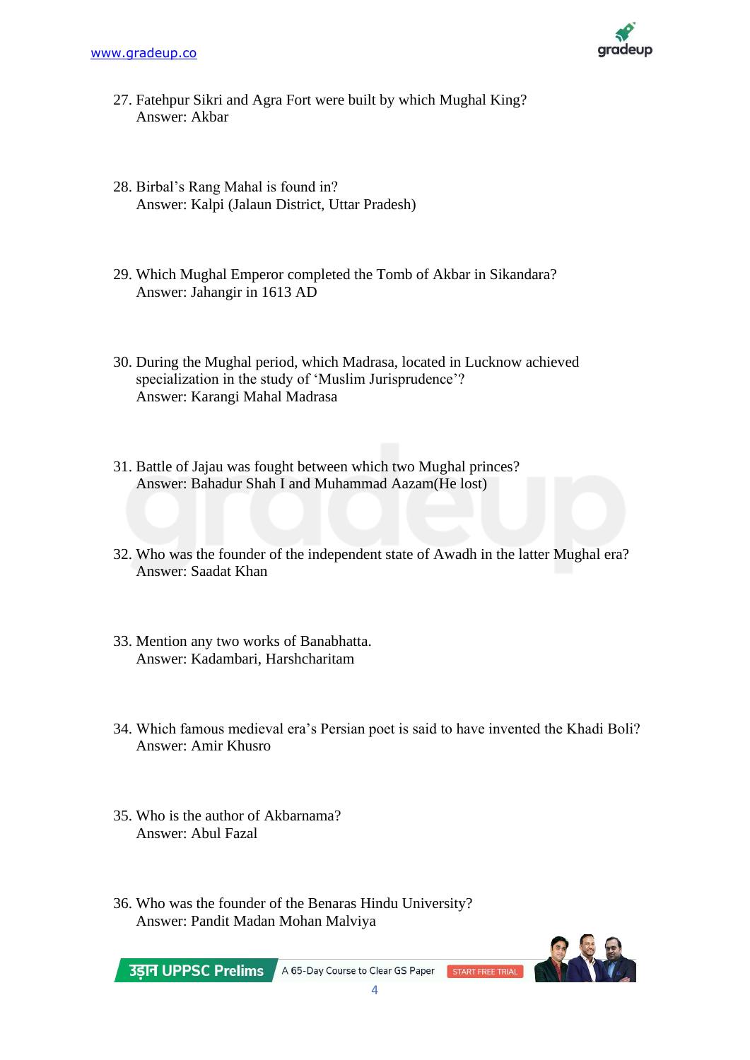27. Fatehpur Sikri and Agra Fort were built by which Mughal King?
    Answer: Akbar

28. Birbal's Rang Mahal is found in?
    Answer: Kalpi (Jalaun District, Uttar Pradesh)

29. Which Mughal Emperor completed the Tomb of Akbar in Sikandara?
    Answer: Jahangir in 1613 AD

30. During the Mughal period, which Madrasa, located in Lucknow achieved specialization in the study of 'Muslim Jurisprudence'?
    Answer: Karangi Mahal Madrasa

31. Battle of Jajau was fought between which two Mughal princes?
    Answer: Bahadur Shah I and Muhammad Aazam(He lost)

32. Who was the founder of the independent state of Awadh in the latter Mughal era?
    Answer: Saadat Khan

33. Mention any two works of Banabhatta.
    Answer: Kadambari, Harshcharitam

34. Which famous medieval era's Persian poet is said to have invented the Khadi Boli?
    Answer: Amir Khusro

35. Who is the author of Akbarnama?
    Answer: Abul Fazal

36. Who was the founder of the Benaras Hindu University?
    Answer: Pandit Madan Mohan Malviya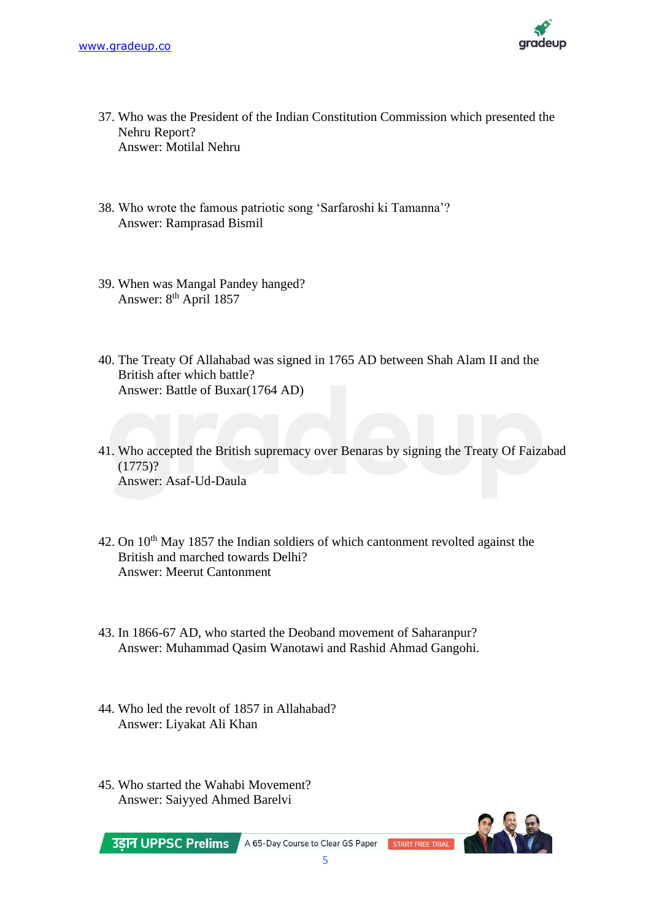37. Who was the President of the Indian Constitution Commission which presented the Nehru Report?
    Answer: Motilal Nehru

38. Who wrote the famous patriotic song 'Sarfaroshi ki Tamanna'?
    Answer: Ramprasad Bismil

39. When was Mangal Pandey hanged?
    Answer: 8th April 1857

40. The Treaty Of Allahabad was signed in 1765 AD between Shah Alam II and the British after which battle?
    Answer: Battle of Buxar(1764 AD)

41. Who accepted the British supremacy over Benaras by signing the Treaty Of Faizabad (1775)?
    Answer: Asaf-Ud-Daula

42. On 10th May 1857 the Indian soldiers of which cantonment revolted against the British and marched towards Delhi?
    Answer: Meerut Cantonment

43. In 1866-67 AD, who started the Deoband movement of Saharanpur?
    Answer: Muhammad Qasim Wanotawi and Rashid Ahmad Gangohi.

44. Who led the revolt of 1857 in Allahabad?
    Answer: Liyakat Ali Khan

45. Who started the Wahabi Movement?
    Answer: Saiyyed Ahmed Barelvi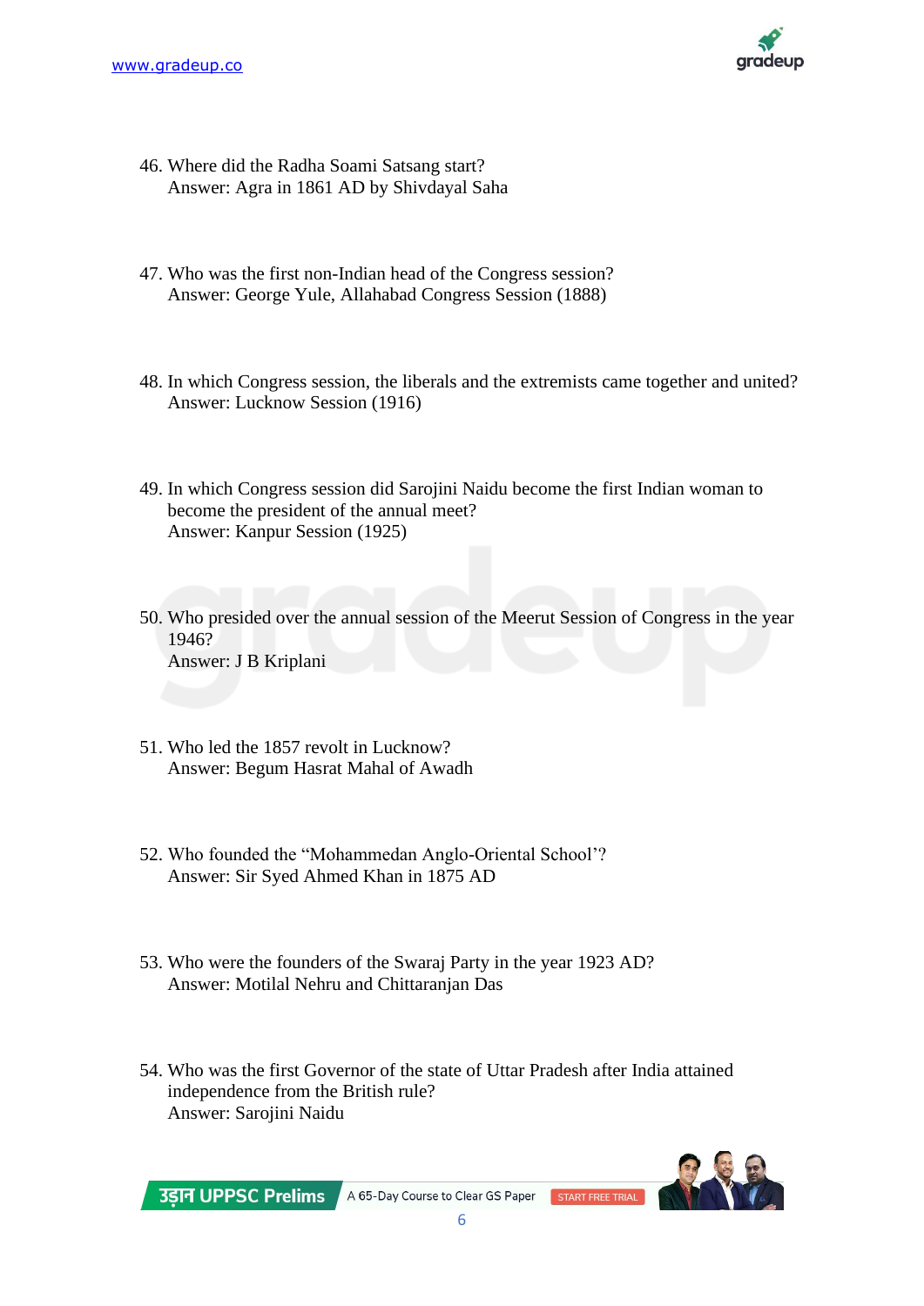46. Where did the Radha Soami Satsang start?
    Answer: Agra in 1861 AD by Shivdayal Saha

47. Who was the first non-Indian head of the Congress session?
    Answer: George Yule, Allahabad Congress Session (1888)

48. In which Congress session, the liberals and the extremists came together and united?
    Answer: Lucknow Session (1916)

49. In which Congress session did Sarojini Naidu become the first Indian woman to become the president of the annual meet?
    Answer: Kanpur Session (1925)

50. Who presided over the annual session of the Meerut Session of Congress in the year 1946?
    Answer: J B Kriplani

51. Who led the 1857 revolt in Lucknow?
    Answer: Begum Hasrat Mahal of Awadh

52. Who founded the "Mohammedan Anglo-Oriental School'?
    Answer: Sir Syed Ahmed Khan in 1875 AD

53. Who were the founders of the Swaraj Party in the year 1923 AD?
    Answer: Motilal Nehru and Chittaranjan Das

54. Who was the first Governor of the state of Uttar Pradesh after India attained independence from the British rule?
    Answer: Sarojini Naidu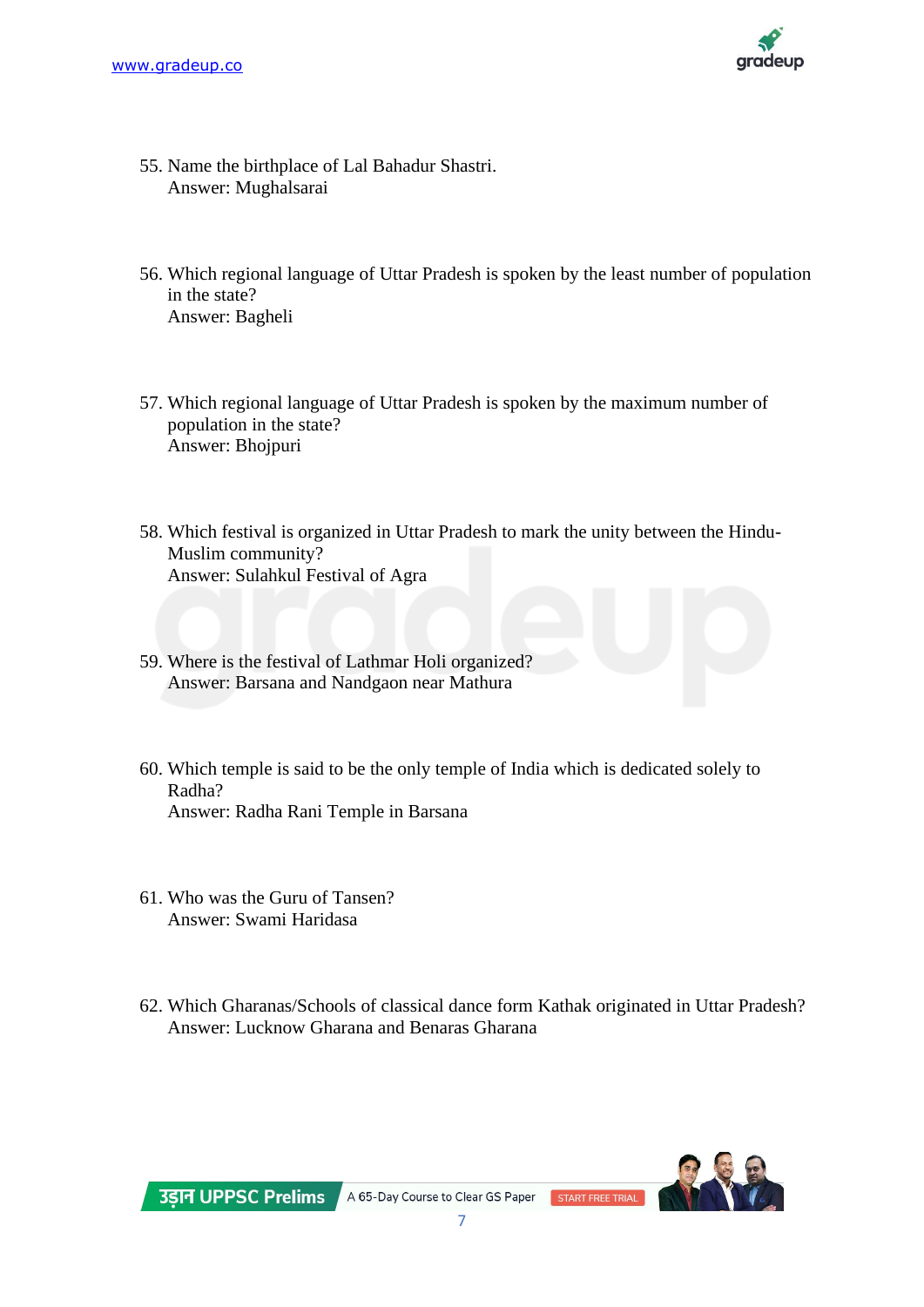55. Name the birthplace of Lal Bahadur Shastri.
    Answer: Mughalsarai

56. Which regional language of Uttar Pradesh is spoken by the least number of population in the state?
    Answer: Bagheli

57. Which regional language of Uttar Pradesh is spoken by the maximum number of population in the state?
    Answer: Bhojpuri

58. Which festival is organized in Uttar Pradesh to mark the unity between the Hindu-Muslim community?
    Answer: Sulahkul Festival of Agra

59. Where is the festival of Lathmar Holi organized?
    Answer: Barsana and Nandgaon near Mathura

60. Which temple is said to be the only temple of India which is dedicated solely to Radha?
    Answer: Radha Rani Temple in Barsana

61. Who was the Guru of Tansen?
    Answer: Swami Haridasa

62. Which Gharanas/Schools of classical dance form Kathak originated in Uttar Pradesh?
    Answer: Lucknow Gharana and Benaras Gharana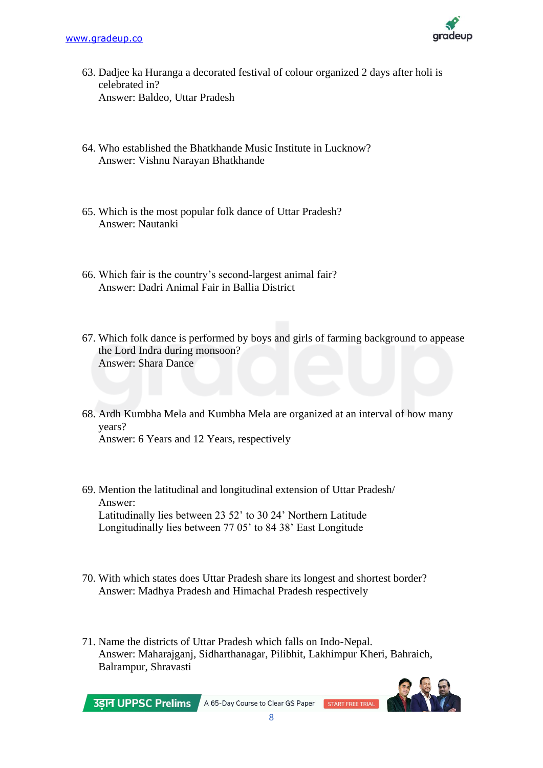63. Dadjee ka Huranga a decorated festival of colour organized 2 days after holi is celebrated in?
    Answer: Baldeo, Uttar Pradesh

64. Who established the Bhatkhande Music Institute in Lucknow?
    Answer: Vishnu Narayan Bhatkhande

65. Which is the most popular folk dance of Uttar Pradesh?
    Answer: Nautanki

66. Which fair is the country's second-largest animal fair?
    Answer: Dadri Animal Fair in Ballia District

67. Which folk dance is performed by boys and girls of farming background to appease the Lord Indra during monsoon?
    Answer: Shara Dance

68. Ardh Kumbha Mela and Kumbha Mela are organized at an interval of how many years?
    Answer: 6 Years and 12 Years, respectively

69. Mention the latitudinal and longitudinal extension of Uttar Pradesh/
    Answer:
    Latitudinally lies between 23 52' to 30 24' Northern Latitude
    Longitudinally lies between 77 05' to 84 38' East Longitude

70. With which states does Uttar Pradesh share its longest and shortest border?
    Answer: Madhya Pradesh and Himachal Pradesh respectively

71. Name the districts of Uttar Pradesh which falls on Indo-Nepal.
    Answer: Maharajganj, Sidharthanagar, Pilibhit, Lakhimpur Kheri, Bahraich, Balrampur, Shravasti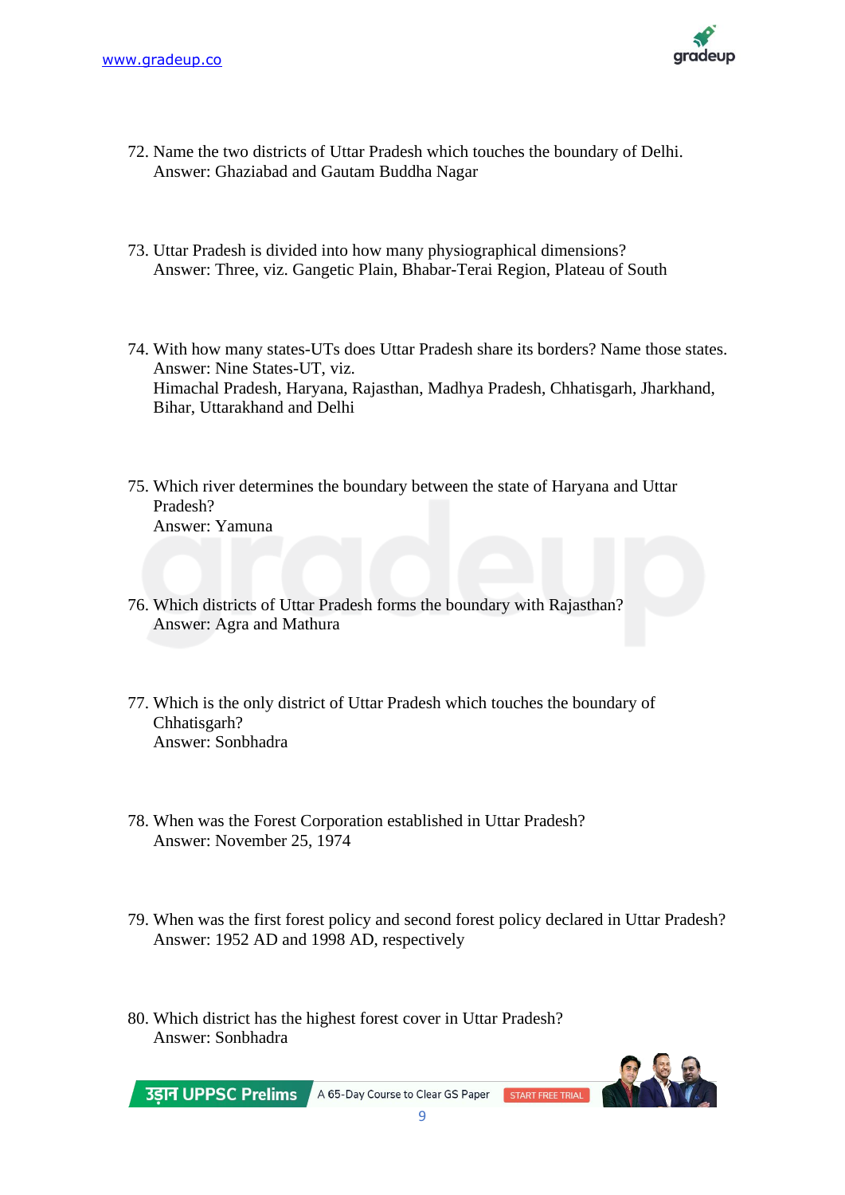72. Name the two districts of Uttar Pradesh which touches the boundary of Delhi.
    Answer: Ghaziabad and Gautam Buddha Nagar

73. Uttar Pradesh is divided into how many physiographical dimensions?
    Answer: Three, viz. Gangetic Plain, Bhabar-Terai Region, Plateau of South

74. With how many states-UTs does Uttar Pradesh share its borders? Name those states.
    Answer: Nine States-UT, viz.
    Himachal Pradesh, Haryana, Rajasthan, Madhya Pradesh, Chhatisgarh, Jharkhand, Bihar, Uttarakhand and Delhi

75. Which river determines the boundary between the state of Haryana and Uttar Pradesh?
    Answer: Yamuna

76. Which districts of Uttar Pradesh forms the boundary with Rajasthan?
    Answer: Agra and Mathura

77. Which is the only district of Uttar Pradesh which touches the boundary of Chhatisgarh?
    Answer: Sonbhadra

78. When was the Forest Corporation established in Uttar Pradesh?
    Answer: November 25, 1974

79. When was the first forest policy and second forest policy declared in Uttar Pradesh?
    Answer: 1952 AD and 1998 AD, respectively

80. Which district has the highest forest cover in Uttar Pradesh?
    Answer: Sonbhadra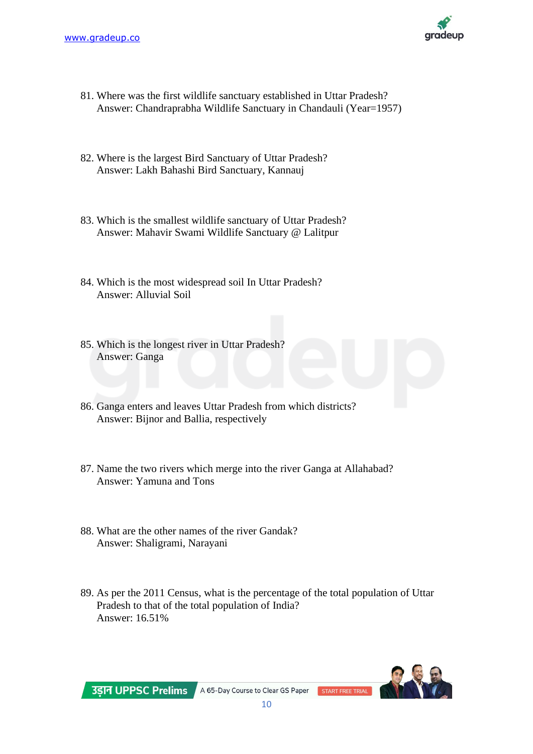81. Where was the first wildlife sanctuary established in Uttar Pradesh?
    Answer: Chandraprabha Wildlife Sanctuary in Chandauli (Year=1957)

82. Where is the largest Bird Sanctuary of Uttar Pradesh?
    Answer: Lakh Bahashi Bird Sanctuary, Kannauj

83. Which is the smallest wildlife sanctuary of Uttar Pradesh?
    Answer: Mahavir Swami Wildlife Sanctuary @ Lalitpur

84. Which is the most widespread soil In Uttar Pradesh?
    Answer: Alluvial Soil

85. Which is the longest river in Uttar Pradesh?
    Answer: Ganga

86. Ganga enters and leaves Uttar Pradesh from which districts?
    Answer: Bijnor and Ballia, respectively

87. Name the two rivers which merge into the river Ganga at Allahabad?
    Answer: Yamuna and Tons

88. What are the other names of the river Gandak?
    Answer: Shaligrami, Narayani

89. As per the 2011 Census, what is the percentage of the total population of Uttar Pradesh to that of the total population of India?
    Answer: 16.51%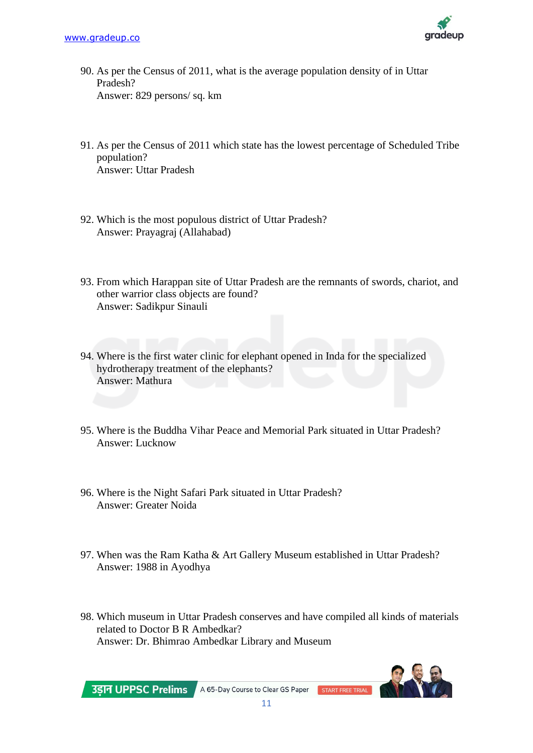90. As per the Census of 2011, what is the average population density of in Uttar Pradesh?
    Answer: 829 persons/ sq. km

91. As per the Census of 2011 which state has the lowest percentage of Scheduled Tribe population?
    Answer: Uttar Pradesh

92. Which is the most populous district of Uttar Pradesh?
    Answer: Prayagraj (Allahabad)

93. From which Harappan site of Uttar Pradesh are the remnants of swords, chariot, and other warrior class objects are found?
    Answer: Sadikpur Sinauli

94. Where is the first water clinic for elephant opened in Inda for the specialized hydrotherapy treatment of the elephants?
    Answer: Mathura

95. Where is the Buddha Vihar Peace and Memorial Park situated in Uttar Pradesh?
    Answer: Lucknow

96. Where is the Night Safari Park situated in Uttar Pradesh?
    Answer: Greater Noida

97. When was the Ram Katha & Art Gallery Museum established in Uttar Pradesh?
    Answer: 1988 in Ayodhya

98. Which museum in Uttar Pradesh conserves and have compiled all kinds of materials related to Doctor B R Ambedkar?
    Answer: Dr. Bhimrao Ambedkar Library and Museum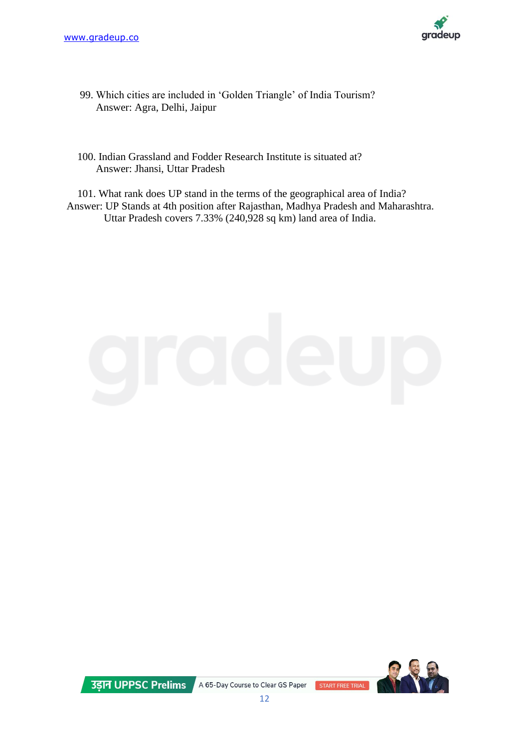99. Which cities are included in 'Golden Triangle' of India Tourism?
    Answer: Agra, Delhi, Jaipur

100. Indian Grassland and Fodder Research Institute is situated at?
    Answer: Jhansi, Uttar Pradesh

101. What rank does UP stand in the terms of the geographical area of India?
    Answer: UP Stands at 4th position after Rajasthan, Madhya Pradesh and Maharashtra. Uttar Pradesh covers 7.33% (240,928 sq km) land area of India.